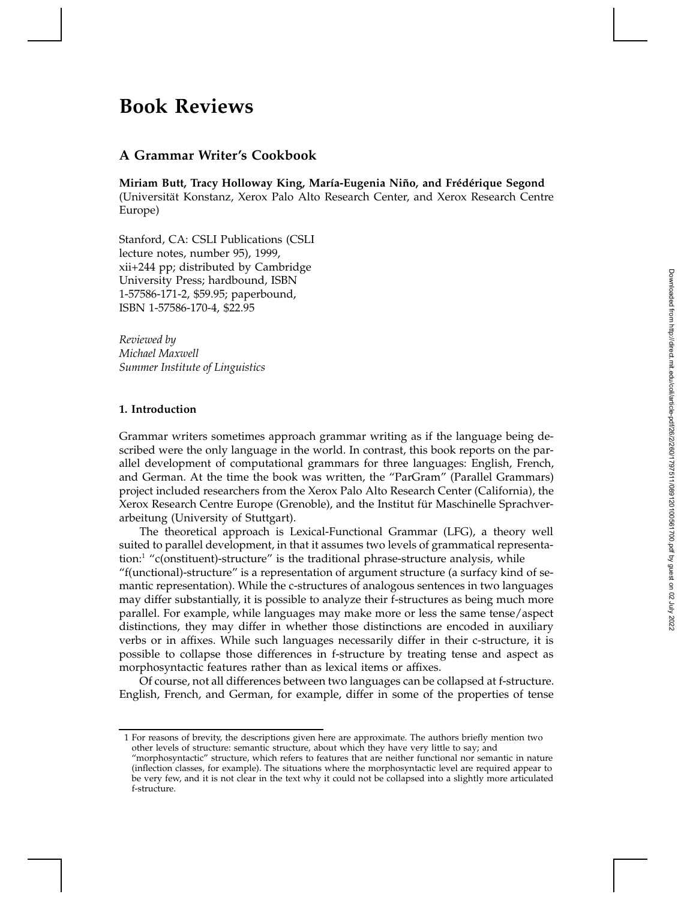# Book Reviews

## A Grammar Writer's Cookbook

**Miriam Butt, Tracy Holloway King, María-Eugenia Niño, and Frédérique Segond**
(Universität Konstanz, Xerox Palo Alto Research Center, and Xerox Research Centre Europe)

Stanford, CA: CSLI Publications (CSLI lecture notes, number 95), 1999, xii+244 pp; distributed by Cambridge University Press; hardbound, ISBN 1-57586-171-2, $59.95; paperbound, ISBN 1-57586-170-4, $22.95

*Reviewed by*
*Michael Maxwell*
*Summer Institute of Linguistics*

### 1. Introduction

Grammar writers sometimes approach grammar writing as if the language being described were the only language in the world. In contrast, this book reports on the parallel development of computational grammars for three languages: English, French, and German. At the time the book was written, the "ParGram" (Parallel Grammars) project included researchers from the Xerox Palo Alto Research Center (California), the Xerox Research Centre Europe (Grenoble), and the Institut für Maschinelle Sprachverarbeitung (University of Stuttgart).

The theoretical approach is Lexical-Functional Grammar (LFG), a theory well suited to parallel development, in that it assumes two levels of grammatical representation:[1] "c(onstituent)-structure" is the traditional phrase-structure analysis, while "f(unctional)-structure" is a representation of argument structure (a surfacy kind of semantic representation). While the c-structures of analogous sentences in two languages may differ substantially, it is possible to analyze their f-structures as being much more parallel. For example, while languages may make more or less the same tense/aspect distinctions, they may differ in whether those distinctions are encoded in auxiliary verbs or in affixes. While such languages necessarily differ in their c-structure, it is possible to collapse those differences in f-structure by treating tense and aspect as morphosyntactic features rather than as lexical items or affixes.

Of course, not all differences between two languages can be collapsed at f-structure. English, French, and German, for example, differ in some of the properties of tense

[1] For reasons of brevity, the descriptions given here are approximate. The authors briefly mention two other levels of structure: semantic structure, about which they have very little to say; and "morphosyntactic" structure, which refers to features that are neither functional nor semantic in nature (inflection classes, for example). The situations where the morphosyntactic level are required appear to be very few, and it is not clear in the text why it could not be collapsed into a slightly more articulated f-structure.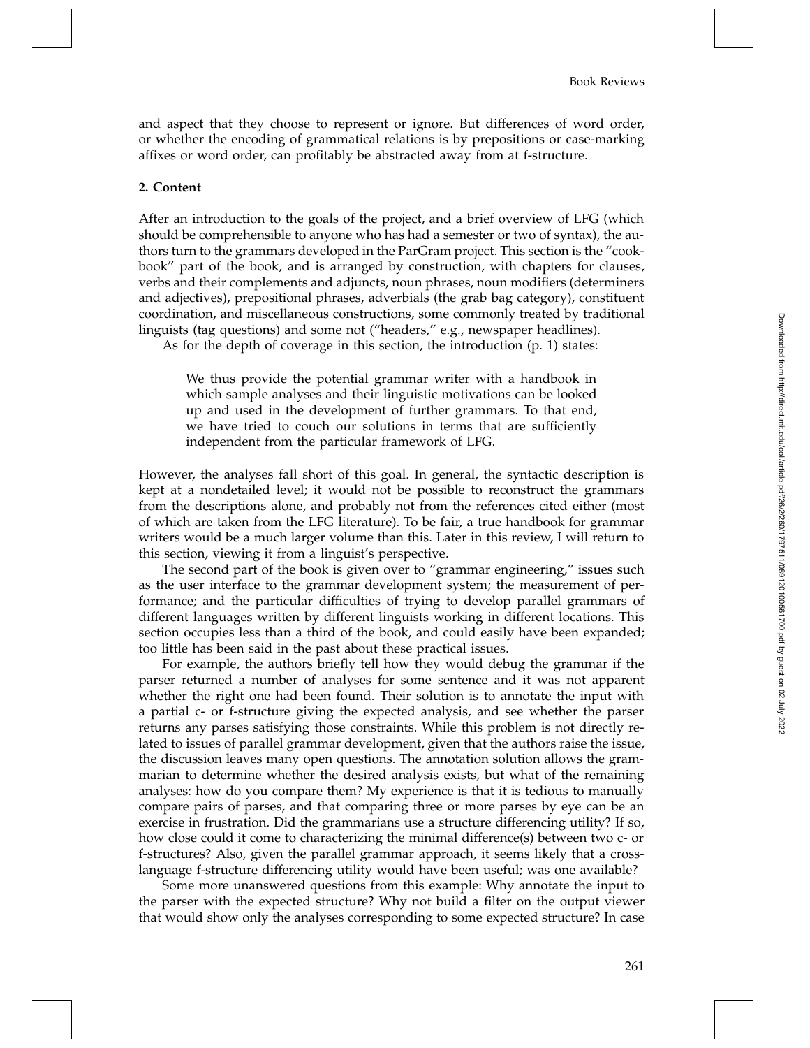and aspect that they choose to represent or ignore. But differences of word order, or whether the encoding of grammatical relations is by prepositions or case-marking affixes or word order, can profitably be abstracted away from at f-structure.

## 2. Content

After an introduction to the goals of the project, and a brief overview of LFG (which should be comprehensible to anyone who has had a semester or two of syntax), the authors turn to the grammars developed in the ParGram project. This section is the "cookbook" part of the book, and is arranged by construction, with chapters for clauses, verbs and their complements and adjuncts, noun phrases, noun modifiers (determiners and adjectives), prepositional phrases, adverbials (the grab bag category), constituent coordination, and miscellaneous constructions, some commonly treated by traditional linguists (tag questions) and some not ("headers," e.g., newspaper headlines).

As for the depth of coverage in this section, the introduction (p. 1) states:

> We thus provide the potential grammar writer with a handbook in which sample analyses and their linguistic motivations can be looked up and used in the development of further grammars. To that end, we have tried to couch our solutions in terms that are sufficiently independent from the particular framework of LFG.

However, the analyses fall short of this goal. In general, the syntactic description is kept at a nondetailed level; it would not be possible to reconstruct the grammars from the descriptions alone, and probably not from the references cited either (most of which are taken from the LFG literature). To be fair, a true handbook for grammar writers would be a much larger volume than this. Later in this review, I will return to this section, viewing it from a linguist's perspective.

The second part of the book is given over to "grammar engineering," issues such as the user interface to the grammar development system; the measurement of performance; and the particular difficulties of trying to develop parallel grammars of different languages written by different linguists working in different locations. This section occupies less than a third of the book, and could easily have been expanded; too little has been said in the past about these practical issues.

For example, the authors briefly tell how they would debug the grammar if the parser returned a number of analyses for some sentence and it was not apparent whether the right one had been found. Their solution is to annotate the input with a partial c- or f-structure giving the expected analysis, and see whether the parser returns any parses satisfying those constraints. While this problem is not directly related to issues of parallel grammar development, given that the authors raise the issue, the discussion leaves many open questions. The annotation solution allows the grammarian to determine whether the desired analysis exists, but what of the remaining analyses: how do you compare them? My experience is that it is tedious to manually compare pairs of parses, and that comparing three or more parses by eye can be an exercise in frustration. Did the grammarians use a structure differencing utility? If so, how close could it come to characterizing the minimal difference(s) between two c- or f-structures? Also, given the parallel grammar approach, it seems likely that a cross-language f-structure differencing utility would have been useful; was one available?

Some more unanswered questions from this example: Why annotate the input to the parser with the expected structure? Why not build a filter on the output viewer that would show only the analyses corresponding to some expected structure? In case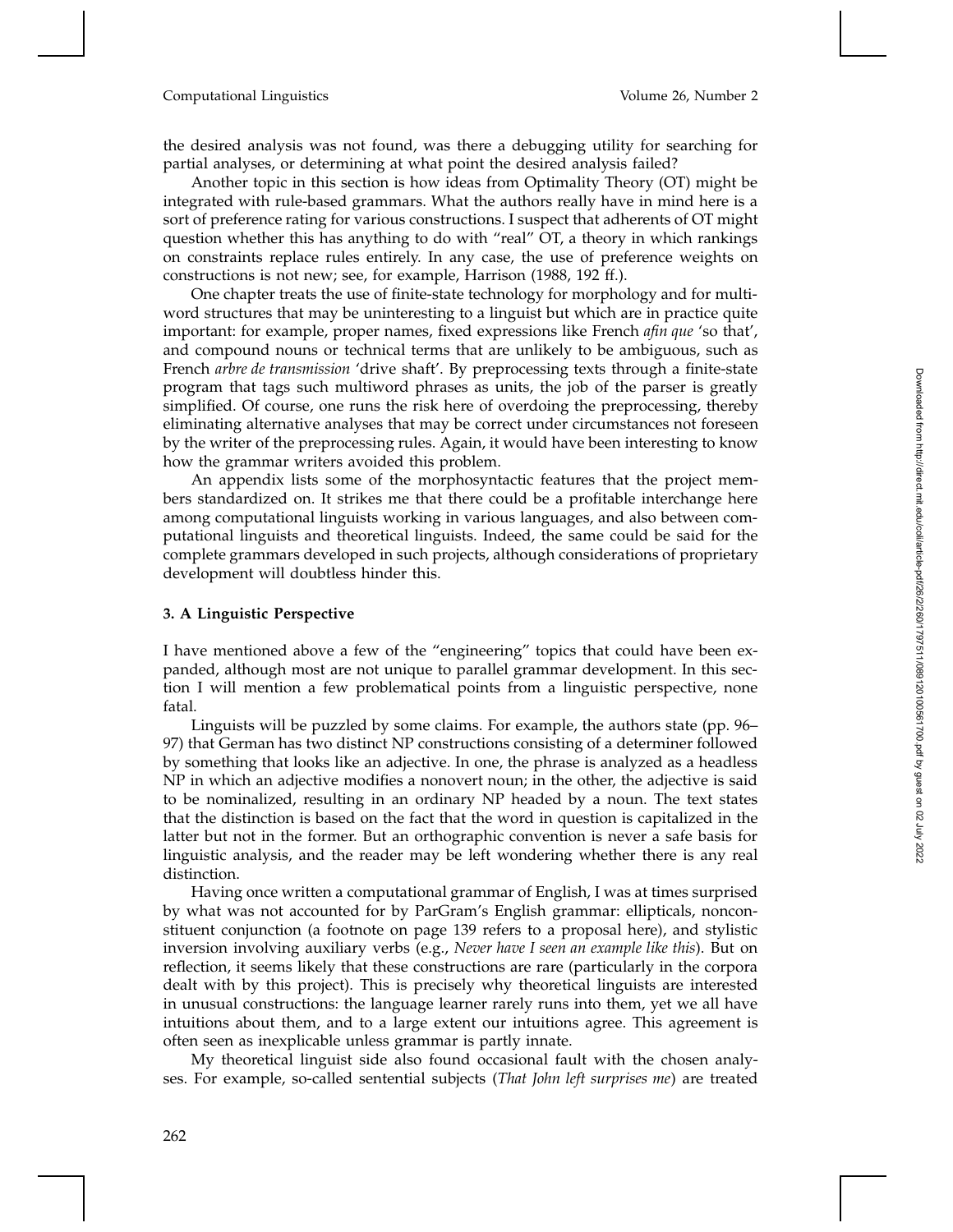the desired analysis was not found, was there a debugging utility for searching for partial analyses, or determining at what point the desired analysis failed?

Another topic in this section is how ideas from Optimality Theory (OT) might be integrated with rule-based grammars. What the authors really have in mind here is a sort of preference rating for various constructions. I suspect that adherents of OT might question whether this has anything to do with "real" OT, a theory in which rankings on constraints replace rules entirely. In any case, the use of preference weights on constructions is not new; see, for example, Harrison (1988, 192 ff.).

One chapter treats the use of finite-state technology for morphology and for multi-word structures that may be uninteresting to a linguist but which are in practice quite important: for example, proper names, fixed expressions like French *afin que* 'so that', and compound nouns or technical terms that are unlikely to be ambiguous, such as French *arbre de transmission* 'drive shaft'. By preprocessing texts through a finite-state program that tags such multiword phrases as units, the job of the parser is greatly simplified. Of course, one runs the risk here of overdoing the preprocessing, thereby eliminating alternative analyses that may be correct under circumstances not foreseen by the writer of the preprocessing rules. Again, it would have been interesting to know how the grammar writers avoided this problem.

An appendix lists some of the morphosyntactic features that the project members standardized on. It strikes me that there could be a profitable interchange here among computational linguists working in various languages, and also between computational linguists and theoretical linguists. Indeed, the same could be said for the complete grammars developed in such projects, although considerations of proprietary development will doubtless hinder this.

## 3. A Linguistic Perspective

I have mentioned above a few of the "engineering" topics that could have been expanded, although most are not unique to parallel grammar development. In this section I will mention a few problematical points from a linguistic perspective, none fatal.

Linguists will be puzzled by some claims. For example, the authors state (pp. 96–97) that German has two distinct NP constructions consisting of a determiner followed by something that looks like an adjective. In one, the phrase is analyzed as a headless NP in which an adjective modifies a nonovert noun; in the other, the adjective is said to be nominalized, resulting in an ordinary NP headed by a noun. The text states that the distinction is based on the fact that the word in question is capitalized in the latter but not in the former. But an orthographic convention is never a safe basis for linguistic analysis, and the reader may be left wondering whether there is any real distinction.

Having once written a computational grammar of English, I was at times surprised by what was not accounted for by ParGram's English grammar: ellipticals, nonconstituent conjunction (a footnote on page 139 refers to a proposal here), and stylistic inversion involving auxiliary verbs (e.g., *Never have I seen an example like this*). But on reflection, it seems likely that these constructions are rare (particularly in the corpora dealt with by this project). This is precisely why theoretical linguists are interested in unusual constructions: the language learner rarely runs into them, yet we all have intuitions about them, and to a large extent our intuitions agree. This agreement is often seen as inexplicable unless grammar is partly innate.

My theoretical linguist side also found occasional fault with the chosen analyses. For example, so-called sentential subjects (*That John left surprises me*) are treated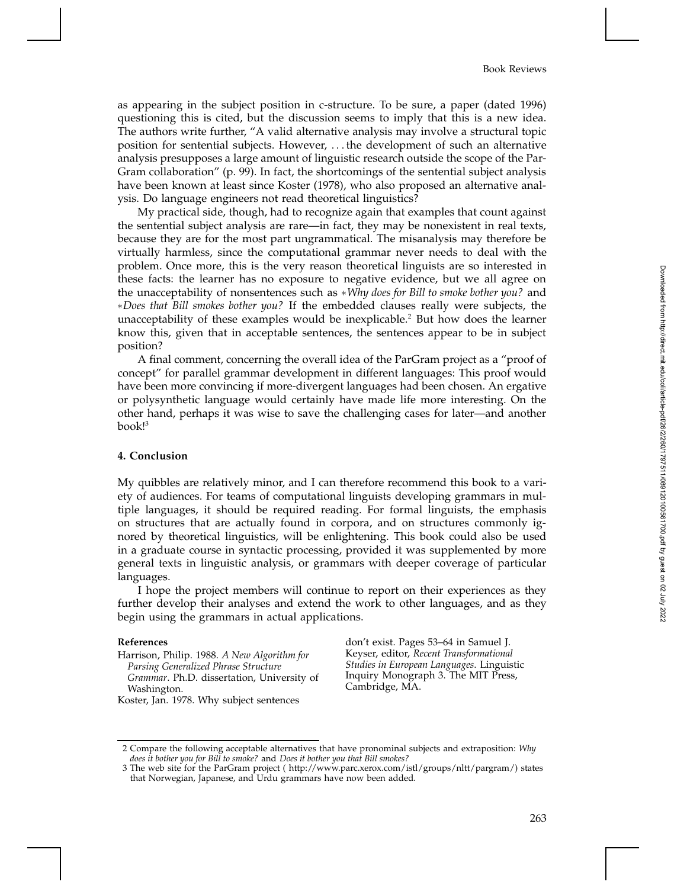as appearing in the subject position in c-structure. To be sure, a paper (dated 1996) questioning this is cited, but the discussion seems to imply that this is a new idea. The authors write further, "A valid alternative analysis may involve a structural topic position for sentential subjects. However, . . . the development of such an alternative analysis presupposes a large amount of linguistic research outside the scope of the ParGram collaboration" (p. 99). In fact, the shortcomings of the sentential subject analysis have been known at least since Koster (1978), who also proposed an alternative analysis. Do language engineers not read theoretical linguistics?

My practical side, though, had to recognize again that examples that count against the sentential subject analysis are rare—in fact, they may be nonexistent in real texts, because they are for the most part ungrammatical. The misanalysis may therefore be virtually harmless, since the computational grammar never needs to deal with the problem. Once more, this is the very reason theoretical linguists are so interested in these facts: the learner has no exposure to negative evidence, but we all agree on the unacceptability of nonsentences such as ∗*Why does for Bill to smoke bother you?* and ∗*Does that Bill smokes bother you?* If the embedded clauses really were subjects, the unacceptability of these examples would be inexplicable.[2] But how does the learner know this, given that in acceptable sentences, the sentences appear to be in subject position?

A final comment, concerning the overall idea of the ParGram project as a "proof of concept" for parallel grammar development in different languages: This proof would have been more convincing if more-divergent languages had been chosen. An ergative or polysynthetic language would certainly have made life more interesting. On the other hand, perhaps it was wise to save the challenging cases for later—and another book![3]

## 4. Conclusion

My quibbles are relatively minor, and I can therefore recommend this book to a variety of audiences. For teams of computational linguists developing grammars in multiple languages, it should be required reading. For formal linguists, the emphasis on structures that are actually found in corpora, and on structures commonly ignored by theoretical linguistics, will be enlightening. This book could also be used in a graduate course in syntactic processing, provided it was supplemented by more general texts in linguistic analysis, or grammars with deeper coverage of particular languages.

I hope the project members will continue to report on their experiences as they further develop their analyses and extend the work to other languages, and as they begin using the grammars in actual applications.

**References**

Harrison, Philip. 1988. *A New Algorithm for Parsing Generalized Phrase Structure Grammar*. Ph.D. dissertation, University of Washington.

Koster, Jan. 1978. Why subject sentences don't exist. Pages 53–64 in Samuel J. Keyser, editor, *Recent Transformational Studies in European Languages*. Linguistic Inquiry Monograph 3. The MIT Press, Cambridge, MA.

---

2 Compare the following acceptable alternatives that have pronominal subjects and extraposition: *Why does it bother you for Bill to smoke?* and *Does it bother you that Bill smokes?*

3 The web site for the ParGram project ( http://www.parc.xerox.com/istl/groups/nltt/pargram/) states that Norwegian, Japanese, and Urdu grammars have now been added.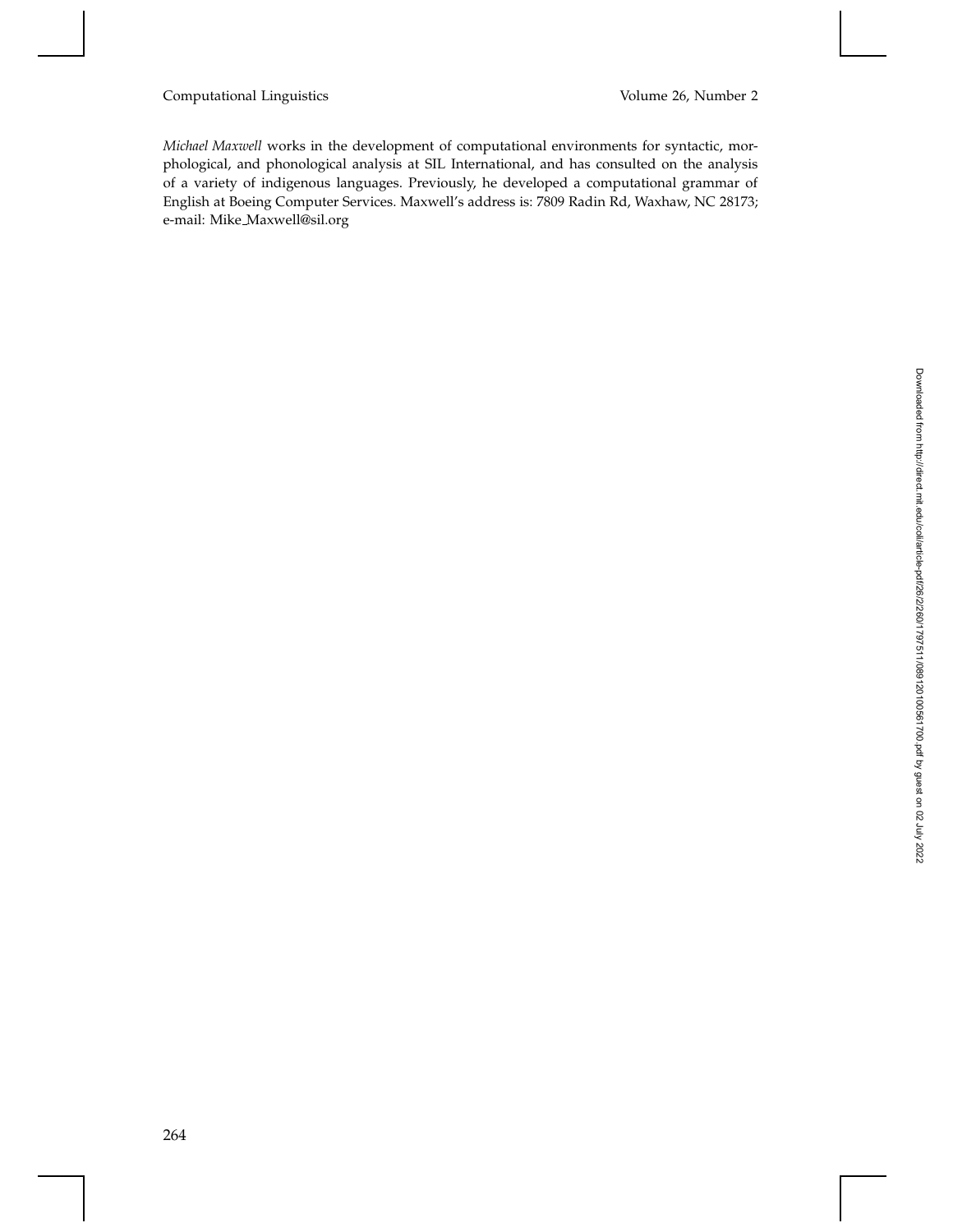*Michael Maxwell* works in the development of computational environments for syntactic, morphological, and phonological analysis at SIL International, and has consulted on the analysis of a variety of indigenous languages. Previously, he developed a computational grammar of English at Boeing Computer Services. Maxwell's address is: 7809 Radin Rd, Waxhaw, NC 28173; e-mail: Mike_Maxwell@sil.org